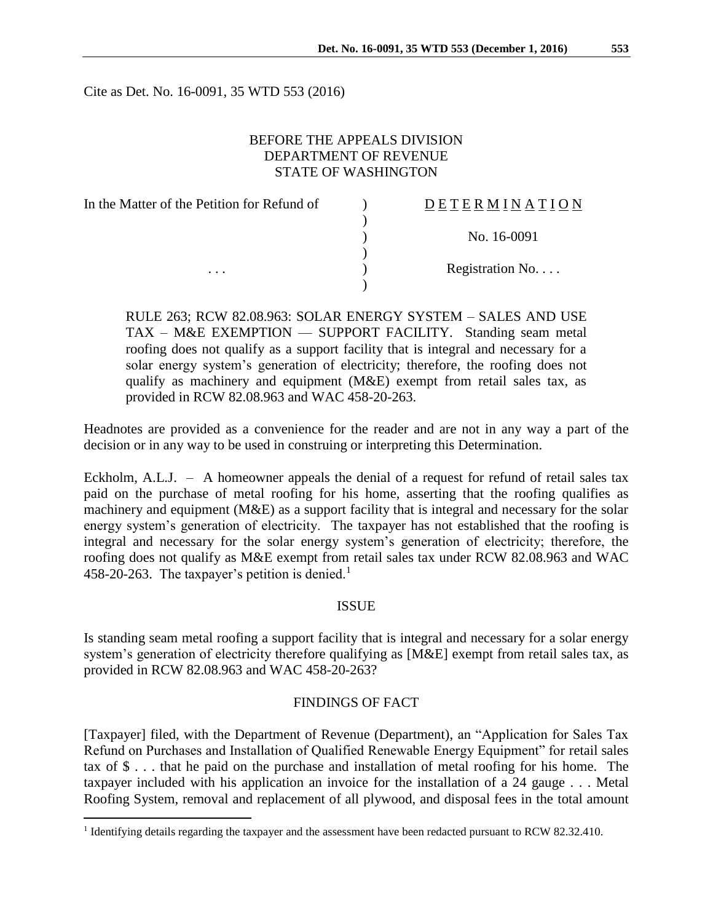Cite as Det. No. 16-0091, 35 WTD 553 (2016)

BEFORE THE APPEALS DIVISION
DEPARTMENT OF REVENUE
STATE OF WASHINGTON

| In the Matter of the Petition for Refund of | ) | DETERMINATION |
|---|---|---|
| | ) | |
| | ) | No. 16-0091 |
| | ) | |
| . . . | ) | Registration No. . . . |
| | ) | |

RULE 263; RCW 82.08.963: SOLAR ENERGY SYSTEM – SALES AND USE TAX – M&E EXEMPTION — SUPPORT FACILITY. Standing seam metal roofing does not qualify as a support facility that is integral and necessary for a solar energy system's generation of electricity; therefore, the roofing does not qualify as machinery and equipment (M&E) exempt from retail sales tax, as provided in RCW 82.08.963 and WAC 458-20-263.

Headnotes are provided as a convenience for the reader and are not in any way a part of the decision or in any way to be used in construing or interpreting this Determination.

Eckholm, A.L.J. – A homeowner appeals the denial of a request for refund of retail sales tax paid on the purchase of metal roofing for his home, asserting that the roofing qualifies as machinery and equipment (M&E) as a support facility that is integral and necessary for the solar energy system's generation of electricity. The taxpayer has not established that the roofing is integral and necessary for the solar energy system's generation of electricity; therefore, the roofing does not qualify as M&E exempt from retail sales tax under RCW 82.08.963 and WAC 458-20-263. The taxpayer's petition is denied.[1]

## ISSUE

Is standing seam metal roofing a support facility that is integral and necessary for a solar energy system's generation of electricity therefore qualifying as [M&E] exempt from retail sales tax, as provided in RCW 82.08.963 and WAC 458-20-263?

## FINDINGS OF FACT

[Taxpayer] filed, with the Department of Revenue (Department), an "Application for Sales Tax Refund on Purchases and Installation of Qualified Renewable Energy Equipment" for retail sales tax of $ . . . that he paid on the purchase and installation of metal roofing for his home. The taxpayer included with his application an invoice for the installation of a 24 gauge . . . Metal Roofing System, removal and replacement of all plywood, and disposal fees in the total amount

[1] Identifying details regarding the taxpayer and the assessment have been redacted pursuant to RCW 82.32.410.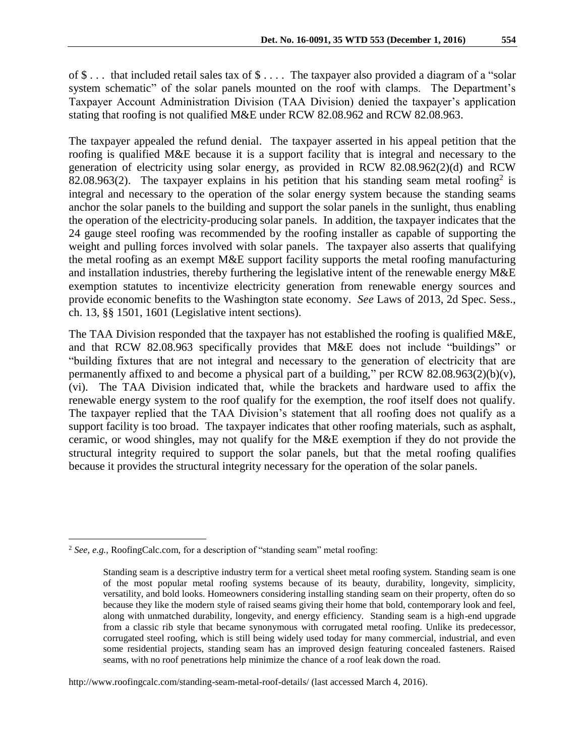of $ . . . that included retail sales tax of $ . . . . The taxpayer also provided a diagram of a "solar system schematic" of the solar panels mounted on the roof with clamps. The Department's Taxpayer Account Administration Division (TAA Division) denied the taxpayer's application stating that roofing is not qualified M&E under RCW 82.08.962 and RCW 82.08.963.

The taxpayer appealed the refund denial. The taxpayer asserted in his appeal petition that the roofing is qualified M&E because it is a support facility that is integral and necessary to the generation of electricity using solar energy, as provided in RCW 82.08.962(2)(d) and RCW 82.08.963(2). The taxpayer explains in his petition that his standing seam metal roofing[2] is integral and necessary to the operation of the solar energy system because the standing seams anchor the solar panels to the building and support the solar panels in the sunlight, thus enabling the operation of the electricity-producing solar panels. In addition, the taxpayer indicates that the 24 gauge steel roofing was recommended by the roofing installer as capable of supporting the weight and pulling forces involved with solar panels. The taxpayer also asserts that qualifying the metal roofing as an exempt M&E support facility supports the metal roofing manufacturing and installation industries, thereby furthering the legislative intent of the renewable energy M&E exemption statutes to incentivize electricity generation from renewable energy sources and provide economic benefits to the Washington state economy. *See* Laws of 2013, 2d Spec. Sess., ch. 13, §§ 1501, 1601 (Legislative intent sections).

The TAA Division responded that the taxpayer has not established the roofing is qualified M&E, and that RCW 82.08.963 specifically provides that M&E does not include "buildings" or "building fixtures that are not integral and necessary to the generation of electricity that are permanently affixed to and become a physical part of a building," per RCW 82.08.963(2)(b)(v), (vi). The TAA Division indicated that, while the brackets and hardware used to affix the renewable energy system to the roof qualify for the exemption, the roof itself does not qualify. The taxpayer replied that the TAA Division's statement that all roofing does not qualify as a support facility is too broad. The taxpayer indicates that other roofing materials, such as asphalt, ceramic, or wood shingles, may not qualify for the M&E exemption if they do not provide the structural integrity required to support the solar panels, but that the metal roofing qualifies because it provides the structural integrity necessary for the operation of the solar panels.

---

[2] *See, e.g.,* RoofingCalc.com, for a description of "standing seam" metal roofing:

> Standing seam is a descriptive industry term for a vertical sheet metal roofing system. Standing seam is one of the most popular metal roofing systems because of its beauty, durability, longevity, simplicity, versatility, and bold looks. Homeowners considering installing standing seam on their property, often do so because they like the modern style of raised seams giving their home that bold, contemporary look and feel, along with unmatched durability, longevity, and energy efficiency. Standing seam is a high-end upgrade from a classic rib style that became synonymous with corrugated metal roofing. Unlike its predecessor, corrugated steel roofing, which is still being widely used today for many commercial, industrial, and even some residential projects, standing seam has an improved design featuring concealed fasteners. Raised seams, with no roof penetrations help minimize the chance of a roof leak down the road.

http://www.roofingcalc.com/standing-seam-metal-roof-details/ (last accessed March 4, 2016).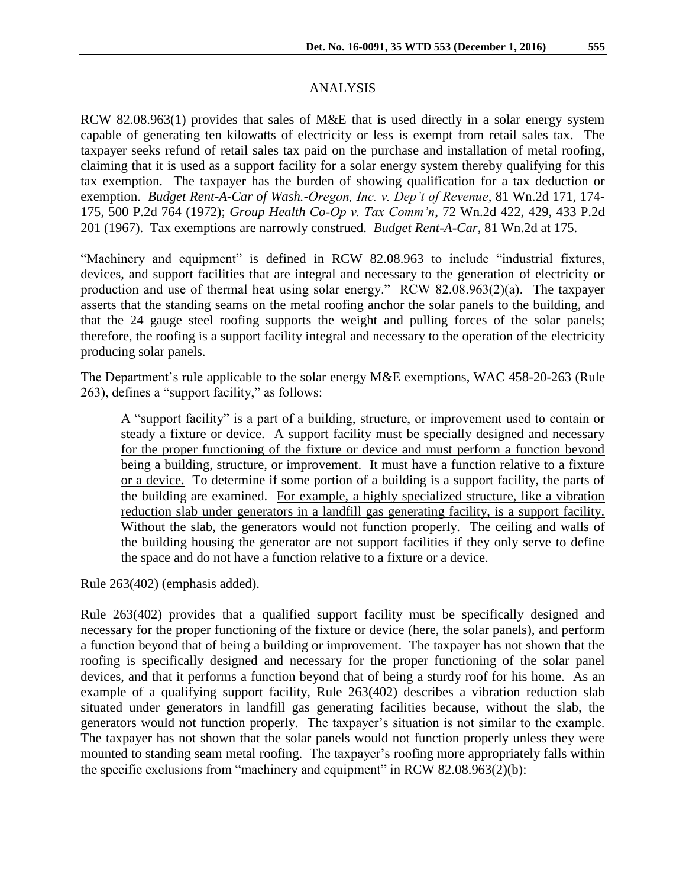## ANALYSIS

RCW 82.08.963(1) provides that sales of M&E that is used directly in a solar energy system capable of generating ten kilowatts of electricity or less is exempt from retail sales tax. The taxpayer seeks refund of retail sales tax paid on the purchase and installation of metal roofing, claiming that it is used as a support facility for a solar energy system thereby qualifying for this tax exemption. The taxpayer has the burden of showing qualification for a tax deduction or exemption. *Budget Rent-A-Car of Wash.-Oregon, Inc. v. Dep't of Revenue*, 81 Wn.2d 171, 174-175, 500 P.2d 764 (1972); *Group Health Co-Op v. Tax Comm'n*, 72 Wn.2d 422, 429, 433 P.2d 201 (1967). Tax exemptions are narrowly construed. *Budget Rent-A-Car*, 81 Wn.2d at 175.

"Machinery and equipment" is defined in RCW 82.08.963 to include "industrial fixtures, devices, and support facilities that are integral and necessary to the generation of electricity or production and use of thermal heat using solar energy." RCW 82.08.963(2)(a). The taxpayer asserts that the standing seams on the metal roofing anchor the solar panels to the building, and that the 24 gauge steel roofing supports the weight and pulling forces of the solar panels; therefore, the roofing is a support facility integral and necessary to the operation of the electricity producing solar panels.

The Department's rule applicable to the solar energy M&E exemptions, WAC 458-20-263 (Rule 263), defines a "support facility," as follows:

> A "support facility" is a part of a building, structure, or improvement used to contain or steady a fixture or device. <u>A support facility must be specially designed and necessary for the proper functioning of the fixture or device and must perform a function beyond being a building, structure, or improvement. It must have a function relative to a fixture or a device.</u> To determine if some portion of a building is a support facility, the parts of the building are examined. <u>For example, a highly specialized structure, like a vibration reduction slab under generators in a landfill gas generating facility, is a support facility. Without the slab, the generators would not function properly.</u> The ceiling and walls of the building housing the generator are not support facilities if they only serve to define the space and do not have a function relative to a fixture or a device.

Rule 263(402) (emphasis added).

Rule 263(402) provides that a qualified support facility must be specifically designed and necessary for the proper functioning of the fixture or device (here, the solar panels), and perform a function beyond that of being a building or improvement. The taxpayer has not shown that the roofing is specifically designed and necessary for the proper functioning of the solar panel devices, and that it performs a function beyond that of being a sturdy roof for his home. As an example of a qualifying support facility, Rule 263(402) describes a vibration reduction slab situated under generators in landfill gas generating facilities because, without the slab, the generators would not function properly. The taxpayer's situation is not similar to the example. The taxpayer has not shown that the solar panels would not function properly unless they were mounted to standing seam metal roofing. The taxpayer's roofing more appropriately falls within the specific exclusions from "machinery and equipment" in RCW 82.08.963(2)(b):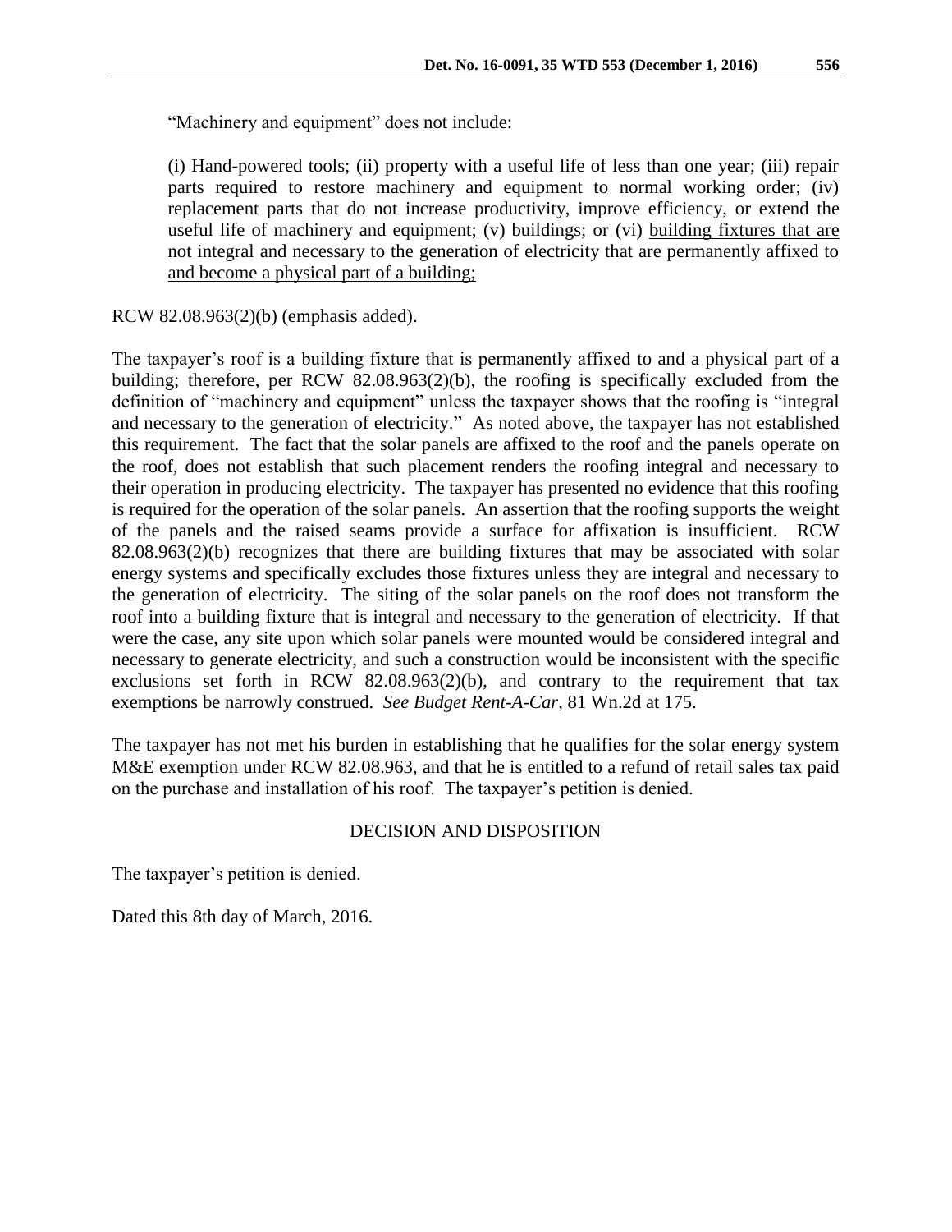"Machinery and equipment" does not include:

> (i) Hand-powered tools; (ii) property with a useful life of less than one year; (iii) repair parts required to restore machinery and equipment to normal working order; (iv) replacement parts that do not increase productivity, improve efficiency, or extend the useful life of machinery and equipment; (v) buildings; or (vi) building fixtures that are not integral and necessary to the generation of electricity that are permanently affixed to and become a physical part of a building;

RCW 82.08.963(2)(b) (emphasis added).

The taxpayer's roof is a building fixture that is permanently affixed to and a physical part of a building; therefore, per RCW 82.08.963(2)(b), the roofing is specifically excluded from the definition of "machinery and equipment" unless the taxpayer shows that the roofing is "integral and necessary to the generation of electricity." As noted above, the taxpayer has not established this requirement. The fact that the solar panels are affixed to the roof and the panels operate on the roof, does not establish that such placement renders the roofing integral and necessary to their operation in producing electricity. The taxpayer has presented no evidence that this roofing is required for the operation of the solar panels. An assertion that the roofing supports the weight of the panels and the raised seams provide a surface for affixation is insufficient. RCW 82.08.963(2)(b) recognizes that there are building fixtures that may be associated with solar energy systems and specifically excludes those fixtures unless they are integral and necessary to the generation of electricity. The siting of the solar panels on the roof does not transform the roof into a building fixture that is integral and necessary to the generation of electricity. If that were the case, any site upon which solar panels were mounted would be considered integral and necessary to generate electricity, and such a construction would be inconsistent with the specific exclusions set forth in RCW 82.08.963(2)(b), and contrary to the requirement that tax exemptions be narrowly construed. *See Budget Rent-A-Car*, 81 Wn.2d at 175.

The taxpayer has not met his burden in establishing that he qualifies for the solar energy system M&E exemption under RCW 82.08.963, and that he is entitled to a refund of retail sales tax paid on the purchase and installation of his roof. The taxpayer's petition is denied.

## DECISION AND DISPOSITION

The taxpayer's petition is denied.

Dated this 8th day of March, 2016.